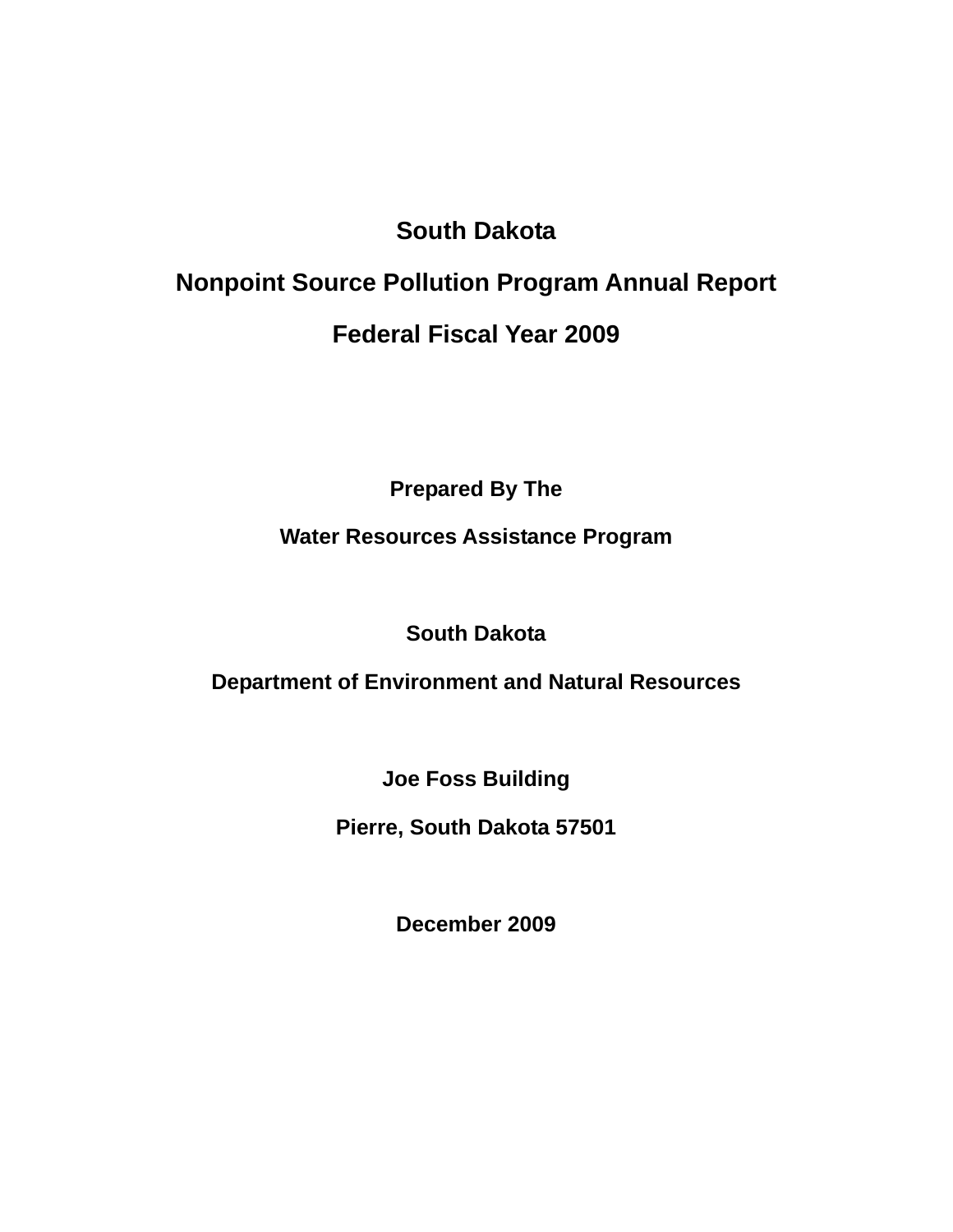# South Dakota

# Nonpoint Source Pollution Program Annual Report

# Federal Fiscal Year 2009

**Prepared By The**

**Water Resources Assistance Program**

**South Dakota**

**Department of Environment and Natural Resources**

**Joe Foss Building**

**Pierre, South Dakota 57501**

**December 2009**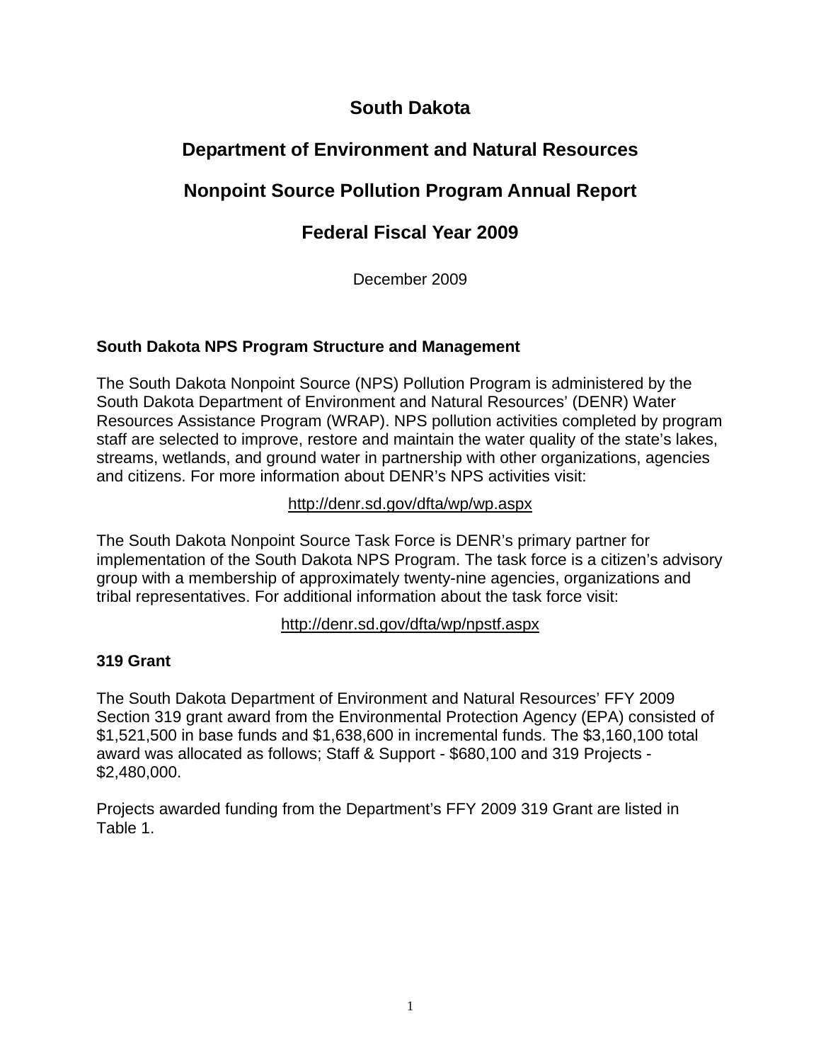# South Dakota

# Department of Environment and Natural Resources

# Nonpoint Source Pollution Program Annual Report

# Federal Fiscal Year 2009

December 2009

### South Dakota NPS Program Structure and Management

The South Dakota Nonpoint Source (NPS) Pollution Program is administered by the South Dakota Department of Environment and Natural Resources' (DENR) Water Resources Assistance Program (WRAP). NPS pollution activities completed by program staff are selected to improve, restore and maintain the water quality of the state's lakes, streams, wetlands, and ground water in partnership with other organizations, agencies and citizens. For more information about DENR's NPS activities visit:

http://denr.sd.gov/dfta/wp/wp.aspx

The South Dakota Nonpoint Source Task Force is DENR's primary partner for implementation of the South Dakota NPS Program. The task force is a citizen's advisory group with a membership of approximately twenty-nine agencies, organizations and tribal representatives. For additional information about the task force visit:

http://denr.sd.gov/dfta/wp/npstf.aspx

### 319 Grant

The South Dakota Department of Environment and Natural Resources' FFY 2009 Section 319 grant award from the Environmental Protection Agency (EPA) consisted of $1,521,500 in base funds and $1,638,600 in incremental funds. The $3,160,100 total award was allocated as follows; Staff & Support - $680,100 and 319 Projects - $2,480,000.

Projects awarded funding from the Department's FFY 2009 319 Grant are listed in Table 1.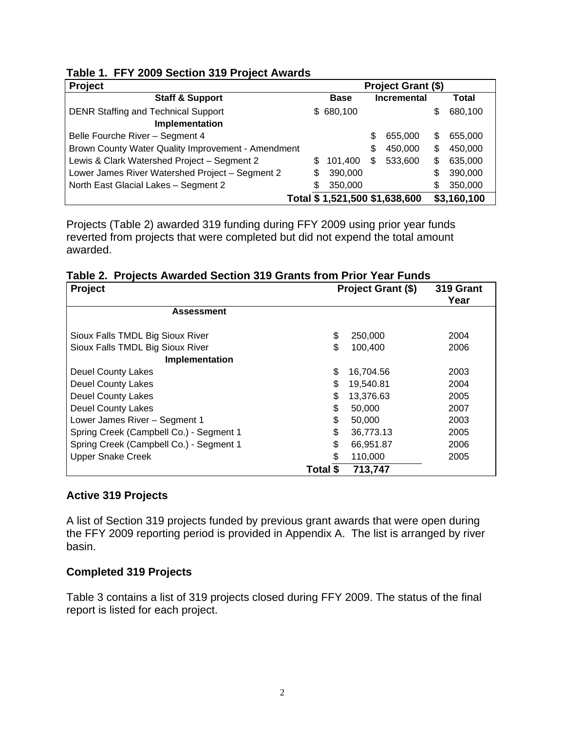**Table 1. FFY 2009 Section 319 Project Awards**

| Project | Project Grant ($) | | |
|---|---|---|---|
| **Staff & Support** | **Base** | **Incremental** | **Total** |
| DENR Staffing and Technical Support | $ 680,100 | | $ 680,100 |
| **Implementation** | | | |
| Belle Fourche River – Segment 4 | | $ 655,000 | $ 655,000 |
| Brown County Water Quality Improvement - Amendment | | $ 450,000 | $ 450,000 |
| Lewis & Clark Watershed Project – Segment 2 | $ 101,400 | $ 533,600 | $ 635,000 |
| Lower James River Watershed Project – Segment 2 | $ 390,000 | | $ 390,000 |
| North East Glacial Lakes – Segment 2 | $ 350,000 | | $ 350,000 |
| **Total** | **$ 1,521,500** | **$1,638,600** | **$3,160,100** |

Projects (Table 2) awarded 319 funding during FFY 2009 using prior year funds reverted from projects that were completed but did not expend the total amount awarded.

**Table 2. Projects Awarded Section 319 Grants from Prior Year Funds**

| Project | Project Grant ($) | 319 Grant Year |
|---|---|---|
| **Assessment** | | |
| Sioux Falls TMDL Big Sioux River | $ 250,000 | 2004 |
| Sioux Falls TMDL Big Sioux River | $ 100,400 | 2006 |
| **Implementation** | | |
| Deuel County Lakes | $ 16,704.56 | 2003 |
| Deuel County Lakes | $ 19,540.81 | 2004 |
| Deuel County Lakes | $ 13,376.63 | 2005 |
| Deuel County Lakes | $ 50,000 | 2007 |
| Lower James River – Segment 1 | $ 50,000 | 2003 |
| Spring Creek (Campbell Co.) - Segment 1 | $ 36,773.13 | 2005 |
| Spring Creek (Campbell Co.) - Segment 1 | $ 66,951.87 | 2006 |
| Upper Snake Creek | $ 110,000 | 2005 |
| **Total** | **$ 713,747** | |

## Active 319 Projects

A list of Section 319 projects funded by previous grant awards that were open during the FFY 2009 reporting period is provided in Appendix A. The list is arranged by river basin.

## Completed 319 Projects

Table 3 contains a list of 319 projects closed during FFY 2009. The status of the final report is listed for each project.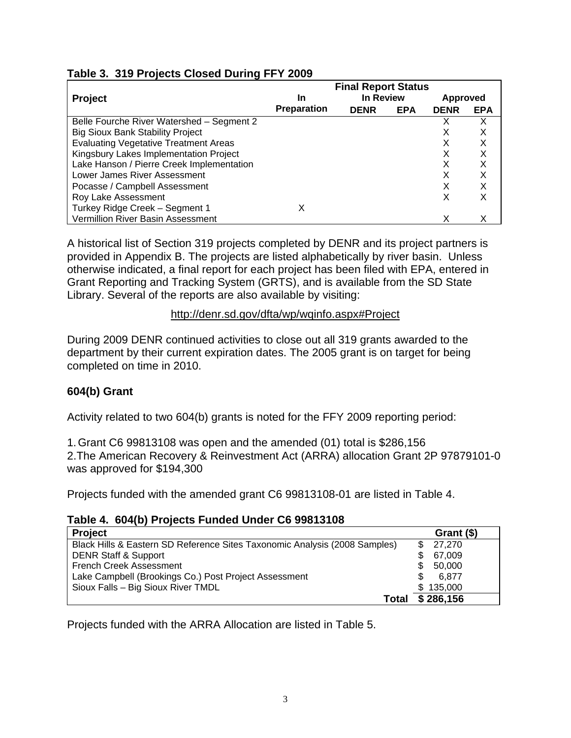**Table 3. 319 Projects Closed During FFY 2009**

| Project | Final Report Status | | | | |
|---|---|---|---|---|---|
| | In Preparation | In Review | | Approved | |
| | | DENR | EPA | DENR | EPA |
| Belle Fourche River Watershed – Segment 2 | | | | X | X |
| Big Sioux Bank Stability Project | | | | X | X |
| Evaluating Vegetative Treatment Areas | | | | X | X |
| Kingsbury Lakes Implementation Project | | | | X | X |
| Lake Hanson / Pierre Creek Implementation | | | | X | X |
| Lower James River Assessment | | | | X | X |
| Pocasse / Campbell Assessment | | | | X | X |
| Roy Lake Assessment | | | | X | X |
| Turkey Ridge Creek – Segment 1 | X | | | | |
| Vermillion River Basin Assessment | | | | X | X |

A historical list of Section 319 projects completed by DENR and its project partners is provided in Appendix B. The projects are listed alphabetically by river basin. Unless otherwise indicated, a final report for each project has been filed with EPA, entered in Grant Reporting and Tracking System (GRTS), and is available from the SD State Library. Several of the reports are also available by visiting:

http://denr.sd.gov/dfta/wp/wqinfo.aspx#Project

During 2009 DENR continued activities to close out all 319 grants awarded to the department by their current expiration dates. The 2005 grant is on target for being completed on time in 2010.

### 604(b) Grant

Activity related to two 604(b) grants is noted for the FFY 2009 reporting period:

1. Grant C6 99813108 was open and the amended (01) total is $286,156
2. The American Recovery & Reinvestment Act (ARRA) allocation Grant 2P 97879101-0 was approved for $194,300

Projects funded with the amended grant C6 99813108-01 are listed in Table 4.

**Table 4. 604(b) Projects Funded Under C6 99813108**

| Project | Grant ($) |
|---|---|
| Black Hills & Eastern SD Reference Sites Taxonomic Analysis (2008 Samples) | $ 27,270 |
| DENR Staff & Support | $ 67,009 |
| French Creek Assessment | $ 50,000 |
| Lake Campbell (Brookings Co.) Post Project Assessment | $ 6,877 |
| Sioux Falls – Big Sioux River TMDL | $ 135,000 |
| **Total** | **$ 286,156** |

Projects funded with the ARRA Allocation are listed in Table 5.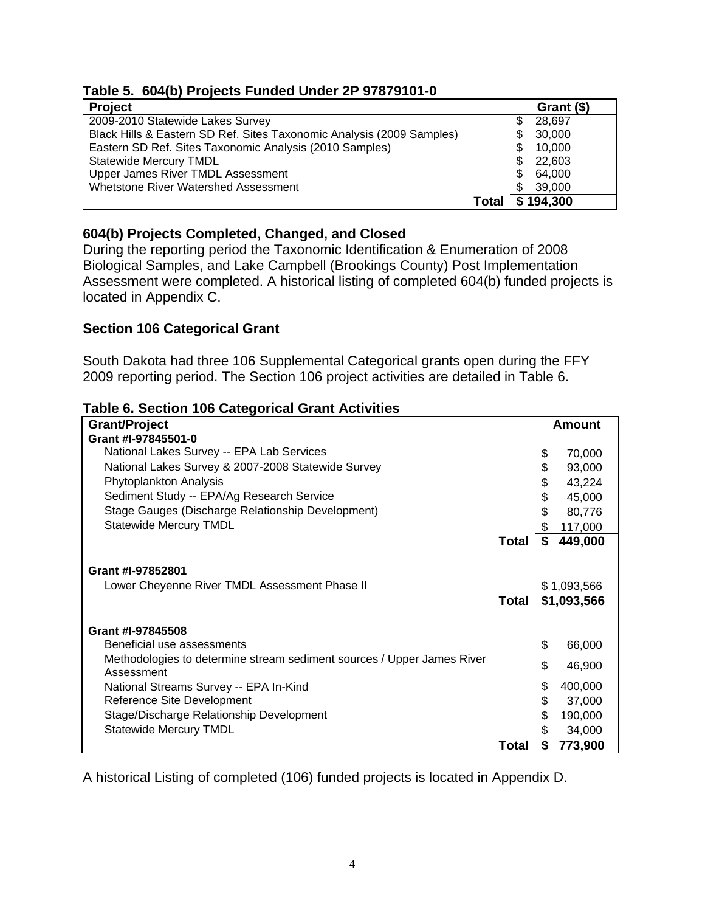**Table 5. 604(b) Projects Funded Under 2P 97879101-0**

| Project | Grant ($) |
|---|---|
| 2009-2010 Statewide Lakes Survey | $ 28,697 |
| Black Hills & Eastern SD Ref. Sites Taxonomic Analysis (2009 Samples) | $ 30,000 |
| Eastern SD Ref. Sites Taxonomic Analysis (2010 Samples) | $ 10,000 |
| Statewide Mercury TMDL | $ 22,603 |
| Upper James River TMDL Assessment | $ 64,000 |
| Whetstone River Watershed Assessment | $ 39,000 |
| **Total** | **$ 194,300** |

### 604(b) Projects Completed, Changed, and Closed

During the reporting period the Taxonomic Identification & Enumeration of 2008 Biological Samples, and Lake Campbell (Brookings County) Post Implementation Assessment were completed. A historical listing of completed 604(b) funded projects is located in Appendix C.

### Section 106 Categorical Grant

South Dakota had three 106 Supplemental Categorical grants open during the FFY 2009 reporting period. The Section 106 project activities are detailed in Table 6.

**Table 6. Section 106 Categorical Grant Activities**

| Grant/Project | Amount |
|---|---|
| **Grant #I-97845501-0** | |
| National Lakes Survey -- EPA Lab Services | $ 70,000 |
| National Lakes Survey & 2007-2008 Statewide Survey | $ 93,000 |
| Phytoplankton Analysis | $ 43,224 |
| Sediment Study -- EPA/Ag Research Service | $ 45,000 |
| Stage Gauges (Discharge Relationship Development) | $ 80,776 |
| Statewide Mercury TMDL | $ 117,000 |
| **Total** | **$ 449,000** |
| **Grant #I-97852801** | |
| Lower Cheyenne River TMDL Assessment Phase II | $ 1,093,566 |
| **Total** | **$1,093,566** |
| **Grant #I-97845508** | |
| Beneficial use assessments | $ 66,000 |
| Methodologies to determine stream sediment sources / Upper James River Assessment | $ 46,900 |
| National Streams Survey -- EPA In-Kind | $ 400,000 |
| Reference Site Development | $ 37,000 |
| Stage/Discharge Relationship Development | $ 190,000 |
| Statewide Mercury TMDL | $ 34,000 |
| **Total** | **$ 773,900** |

A historical Listing of completed (106) funded projects is located in Appendix D.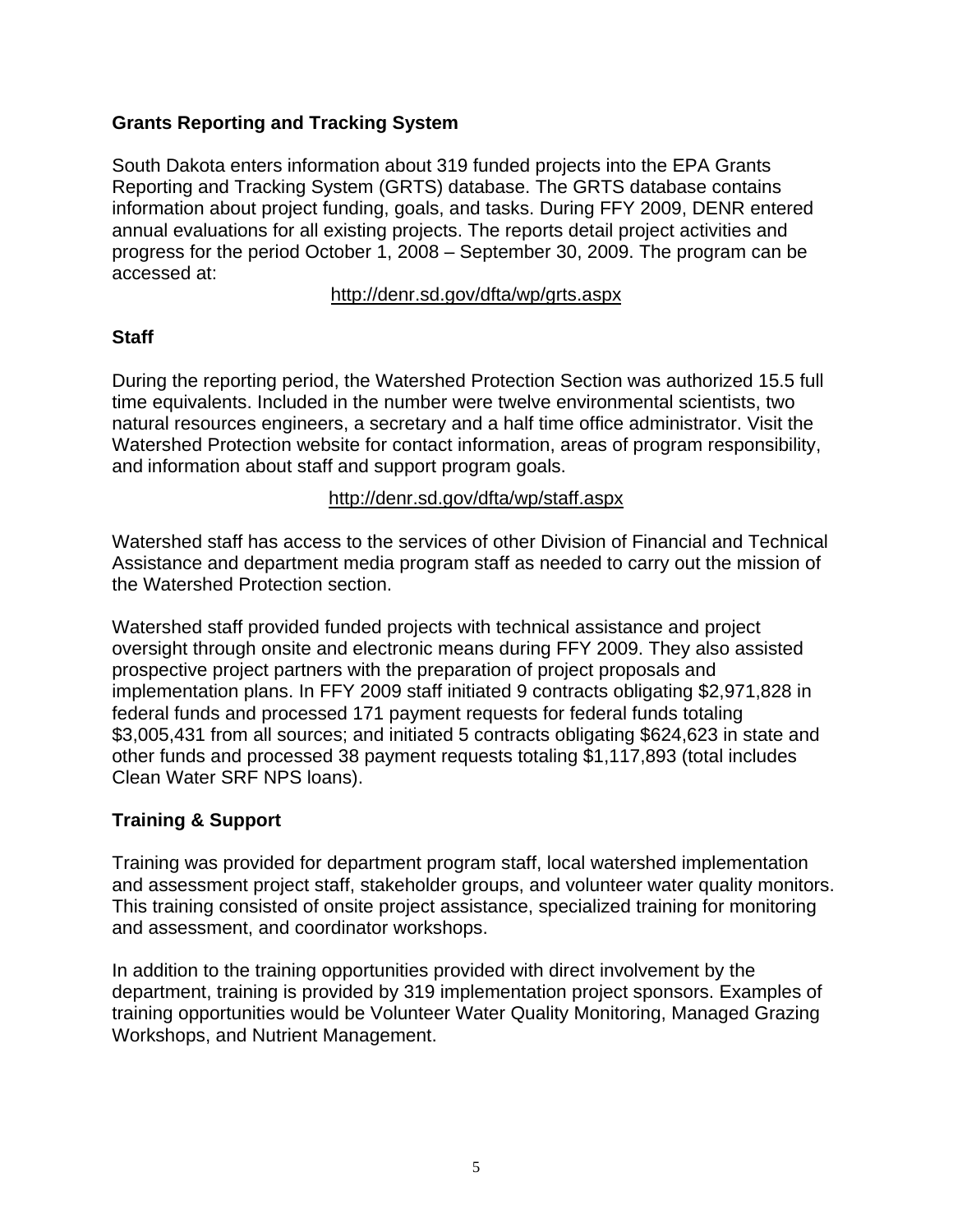## Grants Reporting and Tracking System

South Dakota enters information about 319 funded projects into the EPA Grants Reporting and Tracking System (GRTS) database. The GRTS database contains information about project funding, goals, and tasks. During FFY 2009, DENR entered annual evaluations for all existing projects. The reports detail project activities and progress for the period October 1, 2008 – September 30, 2009. The program can be accessed at:

http://denr.sd.gov/dfta/wp/grts.aspx

## Staff

During the reporting period, the Watershed Protection Section was authorized 15.5 full time equivalents. Included in the number were twelve environmental scientists, two natural resources engineers, a secretary and a half time office administrator. Visit the Watershed Protection website for contact information, areas of program responsibility, and information about staff and support program goals.

http://denr.sd.gov/dfta/wp/staff.aspx

Watershed staff has access to the services of other Division of Financial and Technical Assistance and department media program staff as needed to carry out the mission of the Watershed Protection section.

Watershed staff provided funded projects with technical assistance and project oversight through onsite and electronic means during FFY 2009. They also assisted prospective project partners with the preparation of project proposals and implementation plans. In FFY 2009 staff initiated 9 contracts obligating $2,971,828 in federal funds and processed 171 payment requests for federal funds totaling $3,005,431 from all sources; and initiated 5 contracts obligating $624,623 in state and other funds and processed 38 payment requests totaling $1,117,893 (total includes Clean Water SRF NPS loans).

## Training & Support

Training was provided for department program staff, local watershed implementation and assessment project staff, stakeholder groups, and volunteer water quality monitors. This training consisted of onsite project assistance, specialized training for monitoring and assessment, and coordinator workshops.

In addition to the training opportunities provided with direct involvement by the department, training is provided by 319 implementation project sponsors. Examples of training opportunities would be Volunteer Water Quality Monitoring, Managed Grazing Workshops, and Nutrient Management.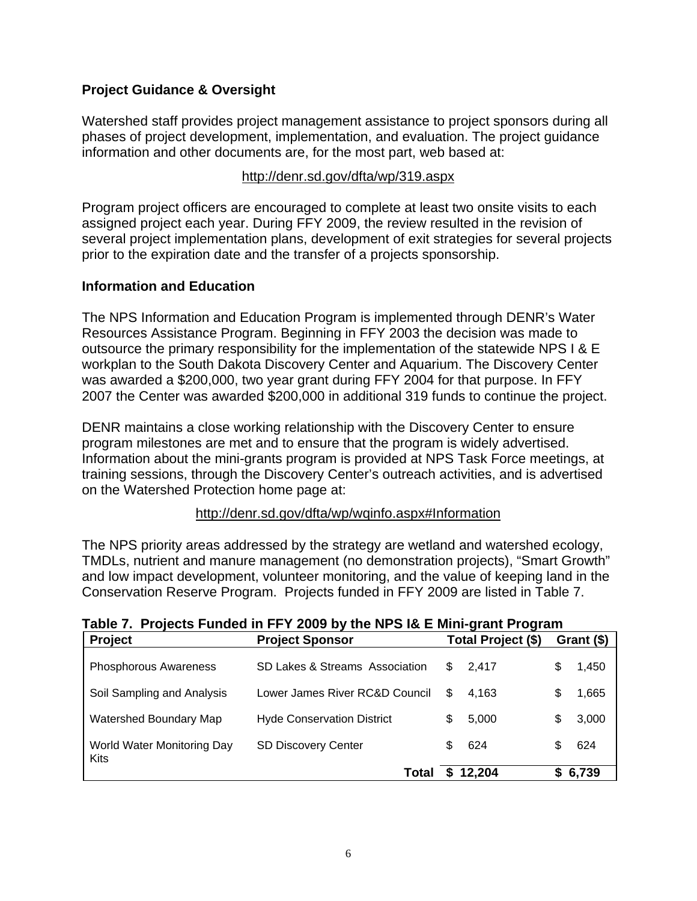## Project Guidance & Oversight

Watershed staff provides project management assistance to project sponsors during all phases of project development, implementation, and evaluation. The project guidance information and other documents are, for the most part, web based at:

http://denr.sd.gov/dfta/wp/319.aspx

Program project officers are encouraged to complete at least two onsite visits to each assigned project each year. During FFY 2009, the review resulted in the revision of several project implementation plans, development of exit strategies for several projects prior to the expiration date and the transfer of a projects sponsorship.

## Information and Education

The NPS Information and Education Program is implemented through DENR's Water Resources Assistance Program. Beginning in FFY 2003 the decision was made to outsource the primary responsibility for the implementation of the statewide NPS I & E workplan to the South Dakota Discovery Center and Aquarium. The Discovery Center was awarded a $200,000, two year grant during FFY 2004 for that purpose. In FFY 2007 the Center was awarded $200,000 in additional 319 funds to continue the project.

DENR maintains a close working relationship with the Discovery Center to ensure program milestones are met and to ensure that the program is widely advertised. Information about the mini-grants program is provided at NPS Task Force meetings, at training sessions, through the Discovery Center's outreach activities, and is advertised on the Watershed Protection home page at:

http://denr.sd.gov/dfta/wp/wqinfo.aspx#Information

The NPS priority areas addressed by the strategy are wetland and watershed ecology, TMDLs, nutrient and manure management (no demonstration projects), "Smart Growth" and low impact development, volunteer monitoring, and the value of keeping land in the Conservation Reserve Program. Projects funded in FFY 2009 are listed in Table 7.

**Table 7. Projects Funded in FFY 2009 by the NPS I& E Mini-grant Program**

| Project | Project Sponsor | Total Project ($) | Grant ($) |
|---|---|---|---|
| Phosphorous Awareness | SD Lakes & Streams Association | $ 2,417 | $ 1,450 |
| Soil Sampling and Analysis | Lower James River RC&D Council | $ 4,163 | $ 1,665 |
| Watershed Boundary Map | Hyde Conservation District | $ 5,000 | $ 3,000 |
| World Water Monitoring Day Kits | SD Discovery Center | $ 624 | $ 624 |
| | **Total** | **$ 12,204** | **$ 6,739** |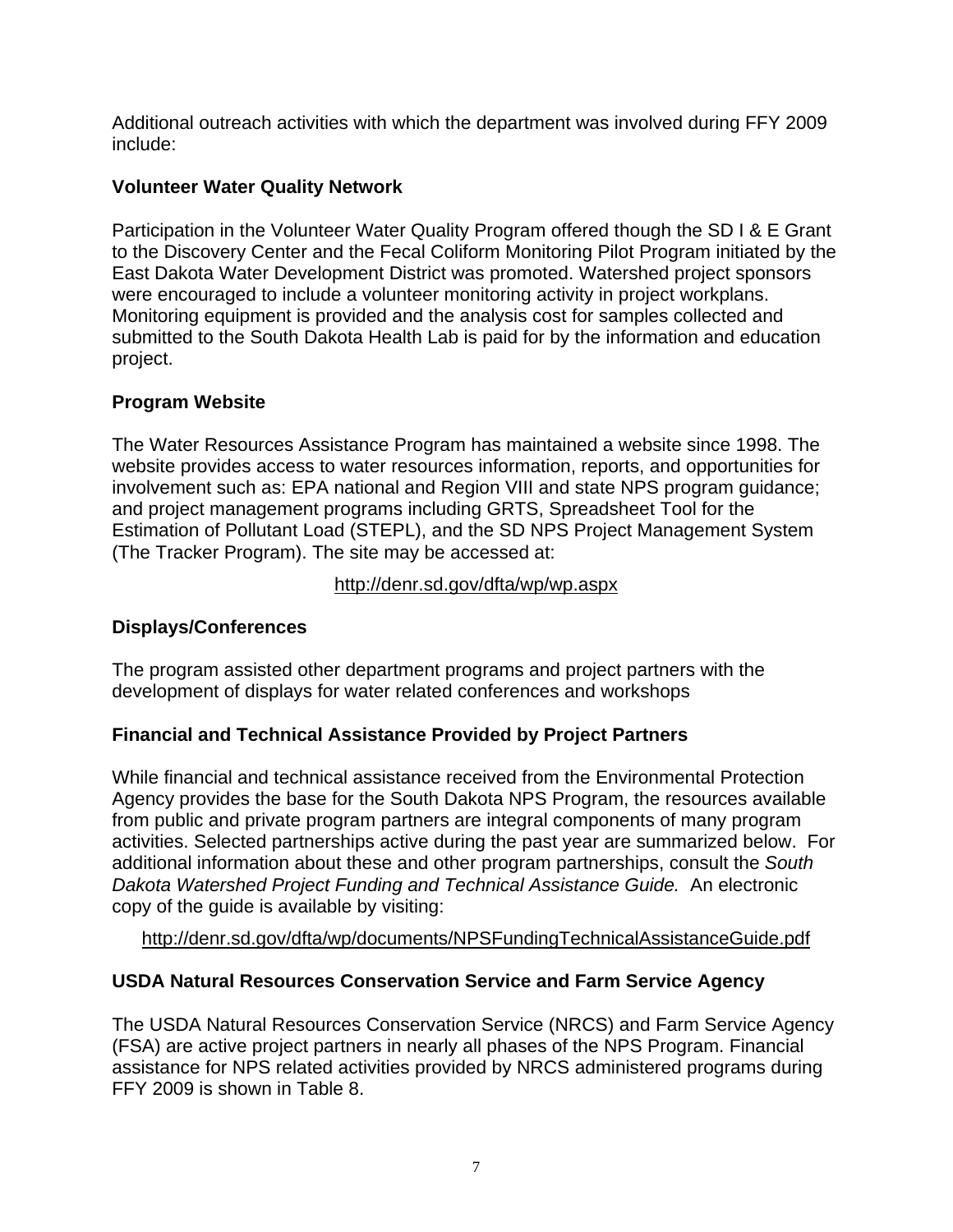Additional outreach activities with which the department was involved during FFY 2009 include:

**Volunteer Water Quality Network**

Participation in the Volunteer Water Quality Program offered though the SD I & E Grant to the Discovery Center and the Fecal Coliform Monitoring Pilot Program initiated by the East Dakota Water Development District was promoted. Watershed project sponsors were encouraged to include a volunteer monitoring activity in project workplans. Monitoring equipment is provided and the analysis cost for samples collected and submitted to the South Dakota Health Lab is paid for by the information and education project.

**Program Website**

The Water Resources Assistance Program has maintained a website since 1998. The website provides access to water resources information, reports, and opportunities for involvement such as: EPA national and Region VIII and state NPS program guidance; and project management programs including GRTS, Spreadsheet Tool for the Estimation of Pollutant Load (STEPL), and the SD NPS Project Management System (The Tracker Program). The site may be accessed at:

http://denr.sd.gov/dfta/wp/wp.aspx

**Displays/Conferences**

The program assisted other department programs and project partners with the development of displays for water related conferences and workshops

**Financial and Technical Assistance Provided by Project Partners**

While financial and technical assistance received from the Environmental Protection Agency provides the base for the South Dakota NPS Program, the resources available from public and private program partners are integral components of many program activities. Selected partnerships active during the past year are summarized below. For additional information about these and other program partnerships, consult the *South Dakota Watershed Project Funding and Technical Assistance Guide.* An electronic copy of the guide is available by visiting:

http://denr.sd.gov/dfta/wp/documents/NPSFundingTechnicalAssistanceGuide.pdf

**USDA Natural Resources Conservation Service and Farm Service Agency**

The USDA Natural Resources Conservation Service (NRCS) and Farm Service Agency (FSA) are active project partners in nearly all phases of the NPS Program. Financial assistance for NPS related activities provided by NRCS administered programs during FFY 2009 is shown in Table 8.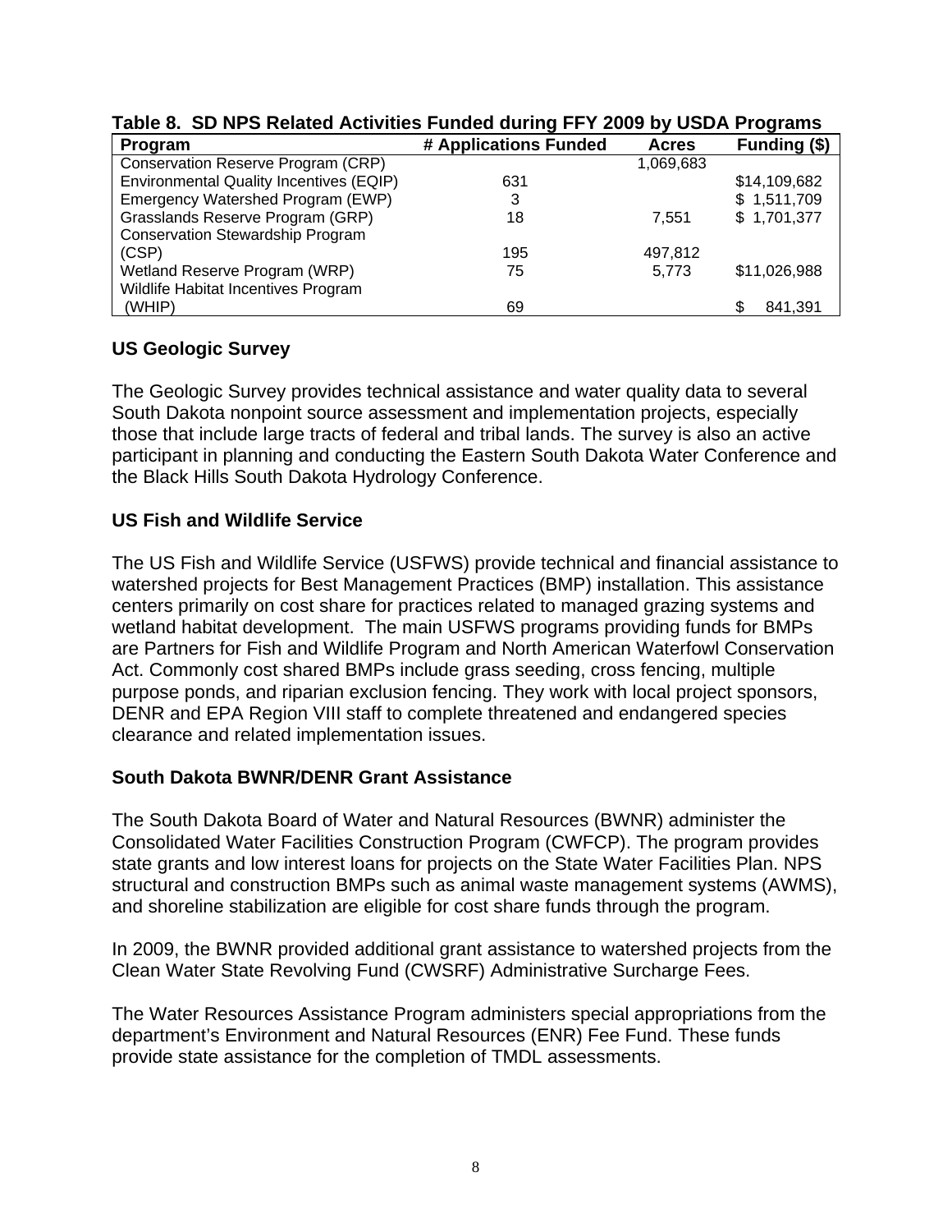**Table 8. SD NPS Related Activities Funded during FFY 2009 by USDA Programs**

| Program | # Applications Funded | Acres | Funding ($) |
|---|---|---|---|
| Conservation Reserve Program (CRP) | | 1,069,683 | |
| Environmental Quality Incentives (EQIP) | 631 | | $14,109,682 |
| Emergency Watershed Program (EWP) | 3 | | $ 1,511,709 |
| Grasslands Reserve Program (GRP) | 18 | 7,551 | $ 1,701,377 |
| Conservation Stewardship Program (CSP) | 195 | 497,812 | |
| Wetland Reserve Program (WRP) | 75 | 5,773 | $11,026,988 |
| Wildlife Habitat Incentives Program (WHIP) | 69 | | $ 841,391 |

## US Geologic Survey

The Geologic Survey provides technical assistance and water quality data to several South Dakota nonpoint source assessment and implementation projects, especially those that include large tracts of federal and tribal lands. The survey is also an active participant in planning and conducting the Eastern South Dakota Water Conference and the Black Hills South Dakota Hydrology Conference.

## US Fish and Wildlife Service

The US Fish and Wildlife Service (USFWS) provide technical and financial assistance to watershed projects for Best Management Practices (BMP) installation. This assistance centers primarily on cost share for practices related to managed grazing systems and wetland habitat development. The main USFWS programs providing funds for BMPs are Partners for Fish and Wildlife Program and North American Waterfowl Conservation Act. Commonly cost shared BMPs include grass seeding, cross fencing, multiple purpose ponds, and riparian exclusion fencing. They work with local project sponsors, DENR and EPA Region VIII staff to complete threatened and endangered species clearance and related implementation issues.

## South Dakota BWNR/DENR Grant Assistance

The South Dakota Board of Water and Natural Resources (BWNR) administer the Consolidated Water Facilities Construction Program (CWFCP). The program provides state grants and low interest loans for projects on the State Water Facilities Plan. NPS structural and construction BMPs such as animal waste management systems (AWMS), and shoreline stabilization are eligible for cost share funds through the program.

In 2009, the BWNR provided additional grant assistance to watershed projects from the Clean Water State Revolving Fund (CWSRF) Administrative Surcharge Fees.

The Water Resources Assistance Program administers special appropriations from the department's Environment and Natural Resources (ENR) Fee Fund. These funds provide state assistance for the completion of TMDL assessments.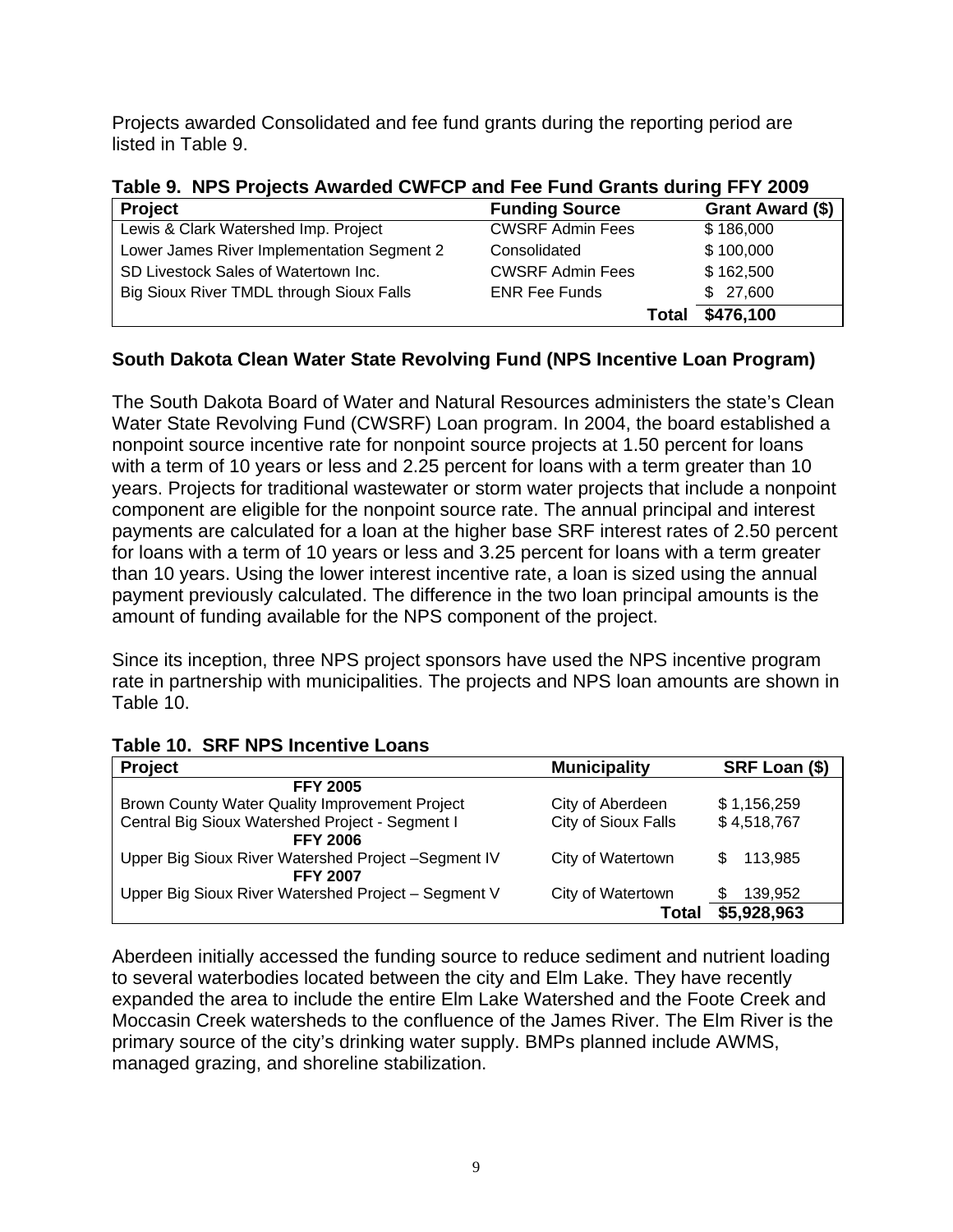Projects awarded Consolidated and fee fund grants during the reporting period are listed in Table 9.

**Table 9. NPS Projects Awarded CWFCP and Fee Fund Grants during FFY 2009**

| Project | Funding Source | Grant Award ($) |
|---|---|---|
| Lewis & Clark Watershed Imp. Project | CWSRF Admin Fees | $ 186,000 |
| Lower James River Implementation Segment 2 | Consolidated | $ 100,000 |
| SD Livestock Sales of Watertown Inc. | CWSRF Admin Fees | $ 162,500 |
| Big Sioux River TMDL through Sioux Falls | ENR Fee Funds | $ 27,600 |
| | **Total** | **$476,100** |

## South Dakota Clean Water State Revolving Fund (NPS Incentive Loan Program)

The South Dakota Board of Water and Natural Resources administers the state's Clean Water State Revolving Fund (CWSRF) Loan program. In 2004, the board established a nonpoint source incentive rate for nonpoint source projects at 1.50 percent for loans with a term of 10 years or less and 2.25 percent for loans with a term greater than 10 years. Projects for traditional wastewater or storm water projects that include a nonpoint component are eligible for the nonpoint source rate. The annual principal and interest payments are calculated for a loan at the higher base SRF interest rates of 2.50 percent for loans with a term of 10 years or less and 3.25 percent for loans with a term greater than 10 years. Using the lower interest incentive rate, a loan is sized using the annual payment previously calculated. The difference in the two loan principal amounts is the amount of funding available for the NPS component of the project.

Since its inception, three NPS project sponsors have used the NPS incentive program rate in partnership with municipalities. The projects and NPS loan amounts are shown in Table 10.

**Table 10. SRF NPS Incentive Loans**

| Project | Municipality | SRF Loan ($) |
|---|---|---|
| **FFY 2005** | | |
| Brown County Water Quality Improvement Project | City of Aberdeen | $ 1,156,259 |
| Central Big Sioux Watershed Project - Segment I | City of Sioux Falls | $ 4,518,767 |
| **FFY 2006** | | |
| Upper Big Sioux River Watershed Project –Segment IV | City of Watertown | $ 113,985 |
| **FFY 2007** | | |
| Upper Big Sioux River Watershed Project – Segment V | City of Watertown | $ 139,952 |
| | **Total** | **$5,928,963** |

Aberdeen initially accessed the funding source to reduce sediment and nutrient loading to several waterbodies located between the city and Elm Lake. They have recently expanded the area to include the entire Elm Lake Watershed and the Foote Creek and Moccasin Creek watersheds to the confluence of the James River. The Elm River is the primary source of the city's drinking water supply. BMPs planned include AWMS, managed grazing, and shoreline stabilization.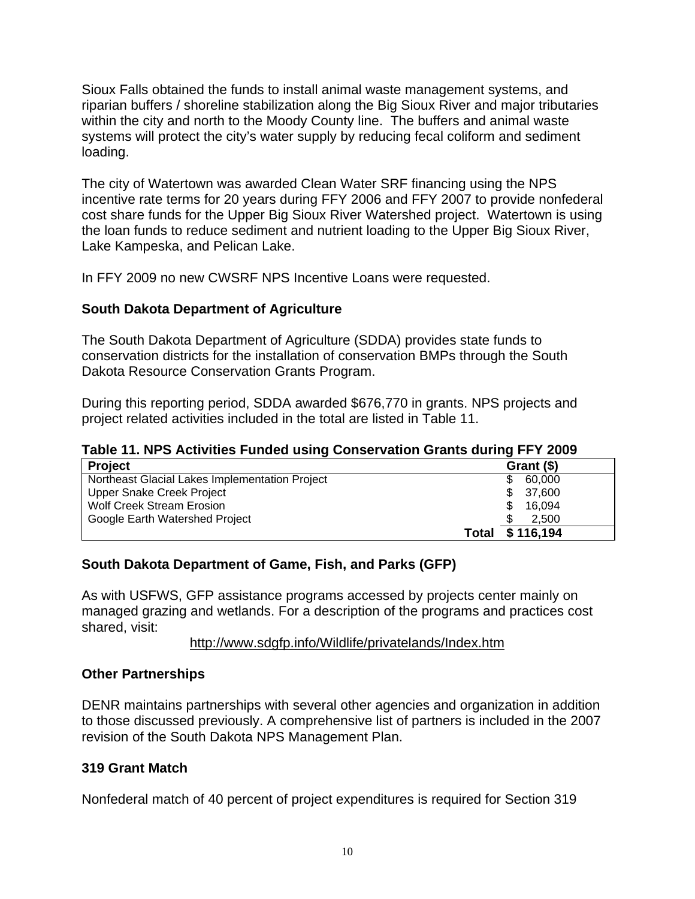Sioux Falls obtained the funds to install animal waste management systems, and riparian buffers / shoreline stabilization along the Big Sioux River and major tributaries within the city and north to the Moody County line. The buffers and animal waste systems will protect the city's water supply by reducing fecal coliform and sediment loading.

The city of Watertown was awarded Clean Water SRF financing using the NPS incentive rate terms for 20 years during FFY 2006 and FFY 2007 to provide nonfederal cost share funds for the Upper Big Sioux River Watershed project. Watertown is using the loan funds to reduce sediment and nutrient loading to the Upper Big Sioux River, Lake Kampeska, and Pelican Lake.

In FFY 2009 no new CWSRF NPS Incentive Loans were requested.

## South Dakota Department of Agriculture

The South Dakota Department of Agriculture (SDDA) provides state funds to conservation districts for the installation of conservation BMPs through the South Dakota Resource Conservation Grants Program.

During this reporting period, SDDA awarded $676,770 in grants. NPS projects and project related activities included in the total are listed in Table 11.

**Table 11. NPS Activities Funded using Conservation Grants during FFY 2009**

| Project | Grant ($) |
|---|---|
| Northeast Glacial Lakes Implementation Project | $ 60,000 |
| Upper Snake Creek Project | $ 37,600 |
| Wolf Creek Stream Erosion | $ 16,094 |
| Google Earth Watershed Project | $ 2,500 |
| **Total** | **$ 116,194** |

## South Dakota Department of Game, Fish, and Parks (GFP)

As with USFWS, GFP assistance programs accessed by projects center mainly on managed grazing and wetlands. For a description of the programs and practices cost shared, visit:

http://www.sdgfp.info/Wildlife/privatelands/Index.htm

## Other Partnerships

DENR maintains partnerships with several other agencies and organization in addition to those discussed previously. A comprehensive list of partners is included in the 2007 revision of the South Dakota NPS Management Plan.

## 319 Grant Match

Nonfederal match of 40 percent of project expenditures is required for Section 319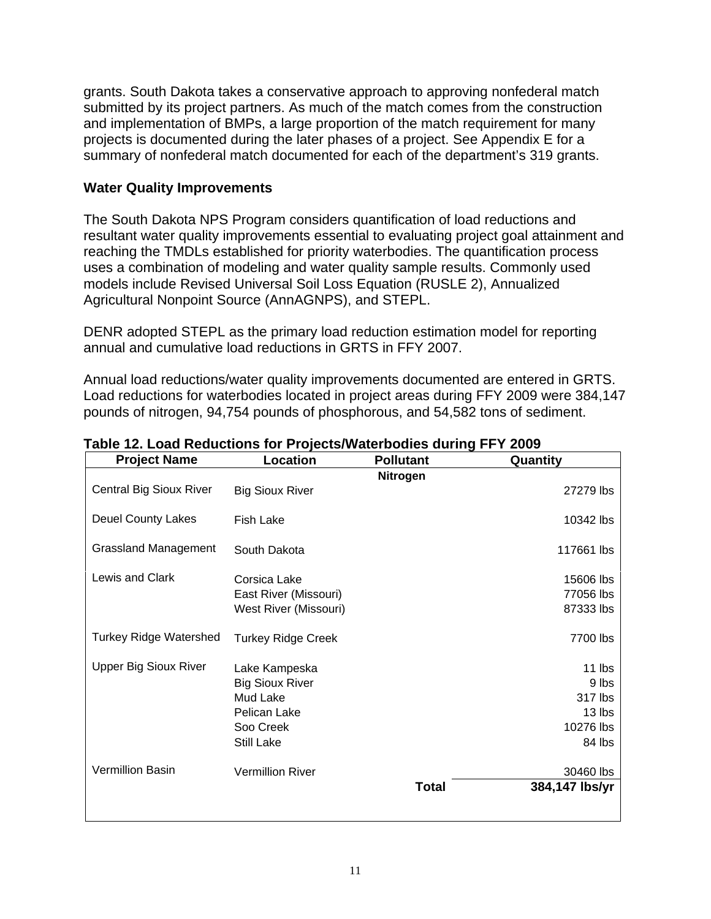grants. South Dakota takes a conservative approach to approving nonfederal match submitted by its project partners. As much of the match comes from the construction and implementation of BMPs, a large proportion of the match requirement for many projects is documented during the later phases of a project. See Appendix E for a summary of nonfederal match documented for each of the department's 319 grants.

### Water Quality Improvements

The South Dakota NPS Program considers quantification of load reductions and resultant water quality improvements essential to evaluating project goal attainment and reaching the TMDLs established for priority waterbodies. The quantification process uses a combination of modeling and water quality sample results. Commonly used models include Revised Universal Soil Loss Equation (RUSLE 2), Annualized Agricultural Nonpoint Source (AnnAGNPS), and STEPL.

DENR adopted STEPL as the primary load reduction estimation model for reporting annual and cumulative load reductions in GRTS in FFY 2007.

Annual load reductions/water quality improvements documented are entered in GRTS. Load reductions for waterbodies located in project areas during FFY 2009 were 384,147 pounds of nitrogen, 94,754 pounds of phosphorous, and 54,582 tons of sediment.

**Table 12. Load Reductions for Projects/Waterbodies during FFY 2009**

| Project Name | Location | Pollutant | Quantity |
|---|---|---|---|
| | | **Nitrogen** | |
| Central Big Sioux River | Big Sioux River | | 27279 lbs |
| Deuel County Lakes | Fish Lake | | 10342 lbs |
| Grassland Management | South Dakota | | 117661 lbs |
| Lewis and Clark | Corsica Lake | | 15606 lbs |
| | East River (Missouri) | | 77056 lbs |
| | West River (Missouri) | | 87333 lbs |
| Turkey Ridge Watershed | Turkey Ridge Creek | | 7700 lbs |
| Upper Big Sioux River | Lake Kampeska | | 11 lbs |
| | Big Sioux River | | 9 lbs |
| | Mud Lake | | 317 lbs |
| | Pelican Lake | | 13 lbs |
| | Soo Creek | | 10276 lbs |
| | Still Lake | | 84 lbs |
| Vermillion Basin | Vermillion River | | 30460 lbs |
| | | **Total** | **384,147 lbs/yr** |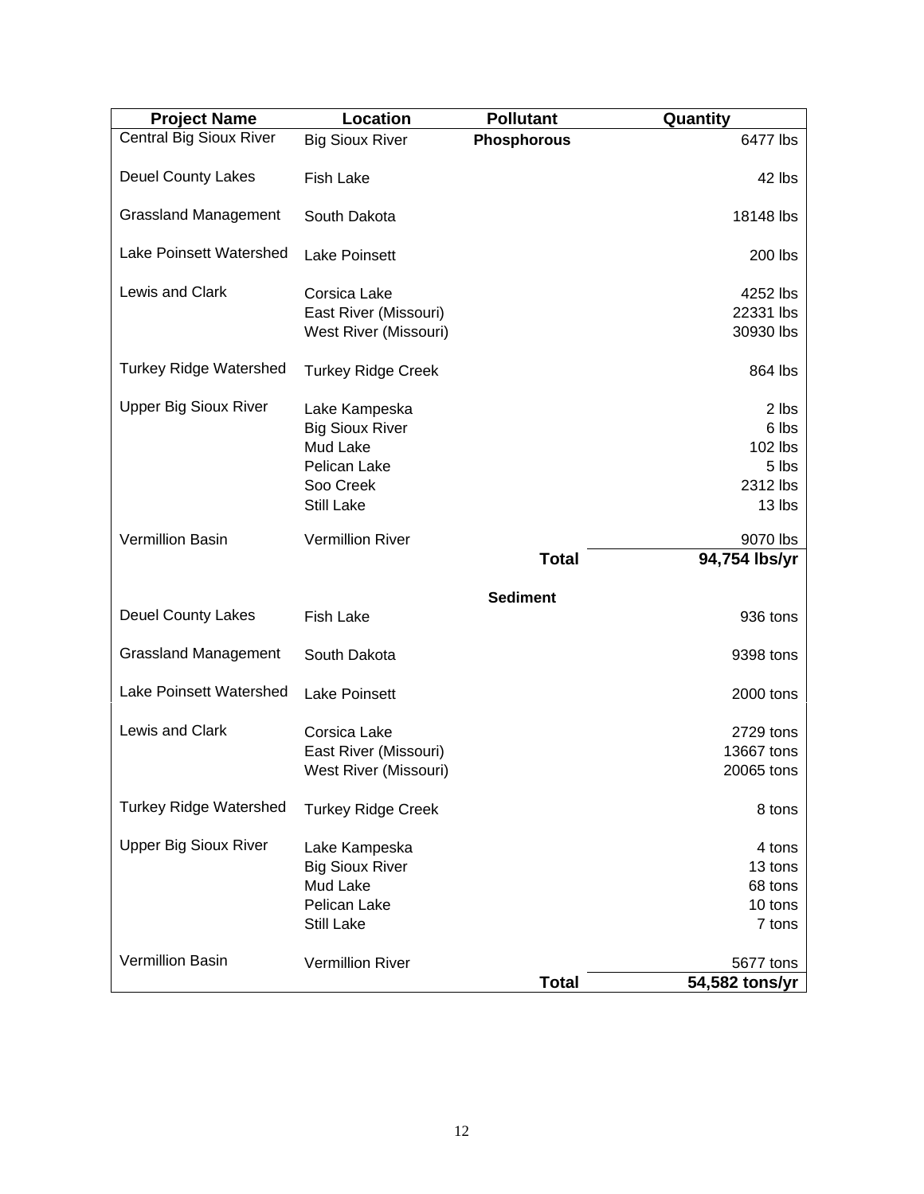| Project Name | Location | Pollutant | Quantity |
|---|---|---|---|
| Central Big Sioux River | Big Sioux River | **Phosphorous** | 6477 lbs |
| Deuel County Lakes | Fish Lake | | 42 lbs |
| Grassland Management | South Dakota | | 18148 lbs |
| Lake Poinsett Watershed | Lake Poinsett | | 200 lbs |
| Lewis and Clark | Corsica Lake | | 4252 lbs |
| | East River (Missouri) | | 22331 lbs |
| | West River (Missouri) | | 30930 lbs |
| Turkey Ridge Watershed | Turkey Ridge Creek | | 864 lbs |
| Upper Big Sioux River | Lake Kampeska | | 2 lbs |
| | Big Sioux River | | 6 lbs |
| | Mud Lake | | 102 lbs |
| | Pelican Lake | | 5 lbs |
| | Soo Creek | | 2312 lbs |
| | Still Lake | | 13 lbs |
| Vermillion Basin | Vermillion River | | 9070 lbs |
| | | **Total** | **94,754 lbs/yr** |
| | | **Sediment** | |
| Deuel County Lakes | Fish Lake | | 936 tons |
| Grassland Management | South Dakota | | 9398 tons |
| Lake Poinsett Watershed | Lake Poinsett | | 2000 tons |
| Lewis and Clark | Corsica Lake | | 2729 tons |
| | East River (Missouri) | | 13667 tons |
| | West River (Missouri) | | 20065 tons |
| Turkey Ridge Watershed | Turkey Ridge Creek | | 8 tons |
| Upper Big Sioux River | Lake Kampeska | | 4 tons |
| | Big Sioux River | | 13 tons |
| | Mud Lake | | 68 tons |
| | Pelican Lake | | 10 tons |
| | Still Lake | | 7 tons |
| Vermillion Basin | Vermillion River | | 5677 tons |
| | | **Total** | **54,582 tons/yr** |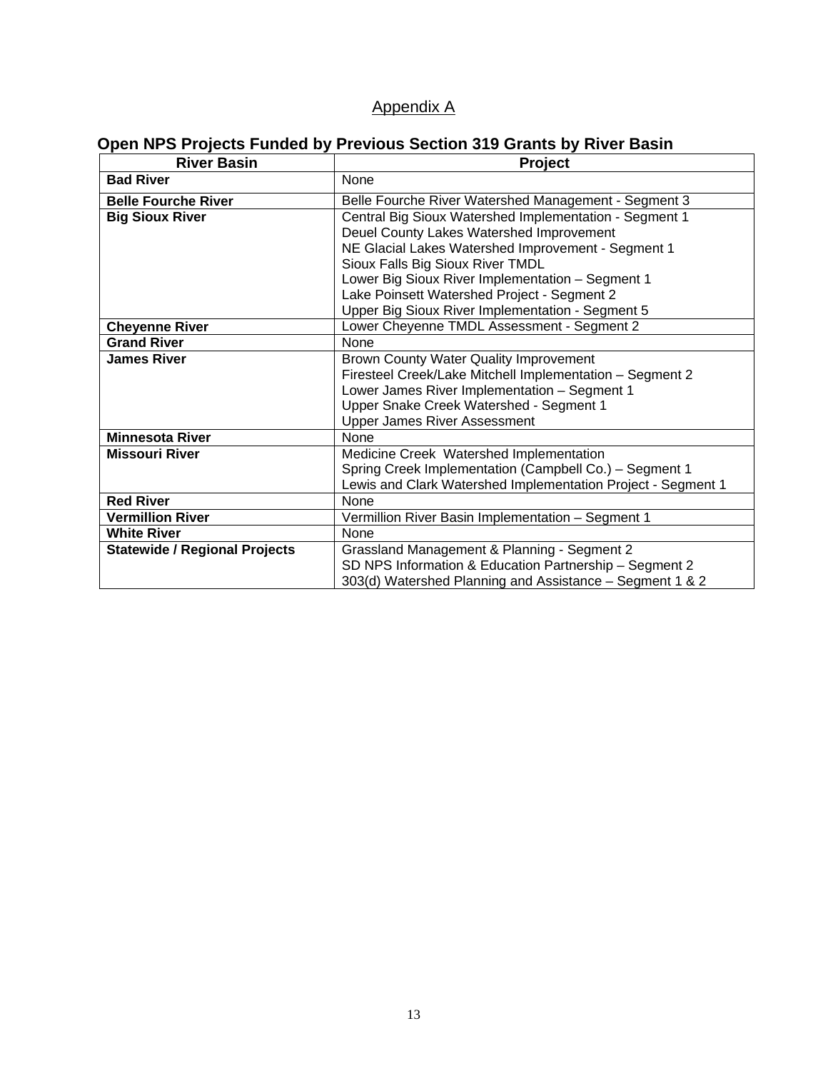## Appendix A

### Open NPS Projects Funded by Previous Section 319 Grants by River Basin

| River Basin | Project |
|---|---|
| **Bad River** | None |
| **Belle Fourche River** | Belle Fourche River Watershed Management - Segment 3 |
| **Big Sioux River** | Central Big Sioux Watershed Implementation - Segment 1<br>Deuel County Lakes Watershed Improvement<br>NE Glacial Lakes Watershed Improvement - Segment 1<br>Sioux Falls Big Sioux River TMDL<br>Lower Big Sioux River Implementation – Segment 1<br>Lake Poinsett Watershed Project - Segment 2<br>Upper Big Sioux River Implementation - Segment 5 |
| **Cheyenne River** | Lower Cheyenne TMDL Assessment - Segment 2 |
| **Grand River** | None |
| **James River** | Brown County Water Quality Improvement<br>Firesteel Creek/Lake Mitchell Implementation – Segment 2<br>Lower James River Implementation – Segment 1<br>Upper Snake Creek Watershed - Segment 1<br>Upper James River Assessment |
| **Minnesota River** | None |
| **Missouri River** | Medicine Creek Watershed Implementation<br>Spring Creek Implementation (Campbell Co.) – Segment 1<br>Lewis and Clark Watershed Implementation Project - Segment 1 |
| **Red River** | None |
| **Vermillion River** | Vermillion River Basin Implementation – Segment 1 |
| **White River** | None |
| **Statewide / Regional Projects** | Grassland Management & Planning - Segment 2<br>SD NPS Information & Education Partnership – Segment 2<br>303(d) Watershed Planning and Assistance – Segment 1 & 2 |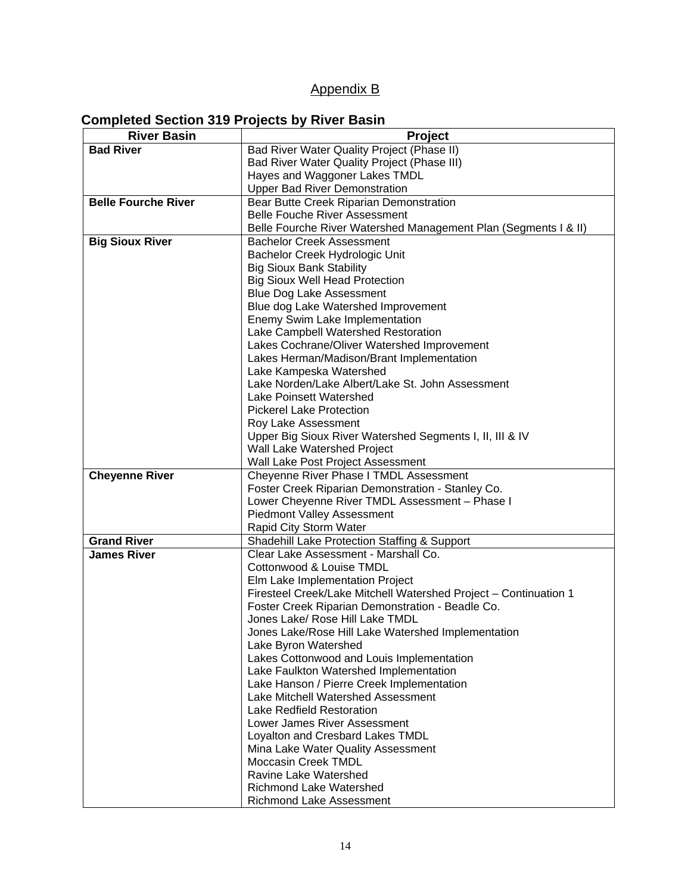## Appendix B

### Completed Section 319 Projects by River Basin

| River Basin | Project |
|---|---|
| **Bad River** | Bad River Water Quality Project (Phase II) |
| | Bad River Water Quality Project (Phase III) |
| | Hayes and Waggoner Lakes TMDL |
| | Upper Bad River Demonstration |
| **Belle Fourche River** | Bear Butte Creek Riparian Demonstration |
| | Belle Fouche River Assessment |
| | Belle Fourche River Watershed Management Plan (Segments I & II) |
| **Big Sioux River** | Bachelor Creek Assessment |
| | Bachelor Creek Hydrologic Unit |
| | Big Sioux Bank Stability |
| | Big Sioux Well Head Protection |
| | Blue Dog Lake Assessment |
| | Blue dog Lake Watershed Improvement |
| | Enemy Swim Lake Implementation |
| | Lake Campbell Watershed Restoration |
| | Lakes Cochrane/Oliver Watershed Improvement |
| | Lakes Herman/Madison/Brant Implementation |
| | Lake Kampeska Watershed |
| | Lake Norden/Lake Albert/Lake St. John Assessment |
| | Lake Poinsett Watershed |
| | Pickerel Lake Protection |
| | Roy Lake Assessment |
| | Upper Big Sioux River Watershed Segments I, II, III & IV |
| | Wall Lake Watershed Project |
| | Wall Lake Post Project Assessment |
| **Cheyenne River** | Cheyenne River Phase I TMDL Assessment |
| | Foster Creek Riparian Demonstration - Stanley Co. |
| | Lower Cheyenne River TMDL Assessment – Phase I |
| | Piedmont Valley Assessment |
| | Rapid City Storm Water |
| **Grand River** | Shadehill Lake Protection Staffing & Support |
| **James River** | Clear Lake Assessment - Marshall Co. |
| | Cottonwood & Louise TMDL |
| | Elm Lake Implementation Project |
| | Firesteel Creek/Lake Mitchell Watershed Project – Continuation 1 |
| | Foster Creek Riparian Demonstration - Beadle Co. |
| | Jones Lake/ Rose Hill Lake TMDL |
| | Jones Lake/Rose Hill Lake Watershed Implementation |
| | Lake Byron Watershed |
| | Lakes Cottonwood and Louis Implementation |
| | Lake Faulkton Watershed Implementation |
| | Lake Hanson / Pierre Creek Implementation |
| | Lake Mitchell Watershed Assessment |
| | Lake Redfield Restoration |
| | Lower James River Assessment |
| | Loyalton and Cresbard Lakes TMDL |
| | Mina Lake Water Quality Assessment |
| | Moccasin Creek TMDL |
| | Ravine Lake Watershed |
| | Richmond Lake Watershed |
| | Richmond Lake Assessment |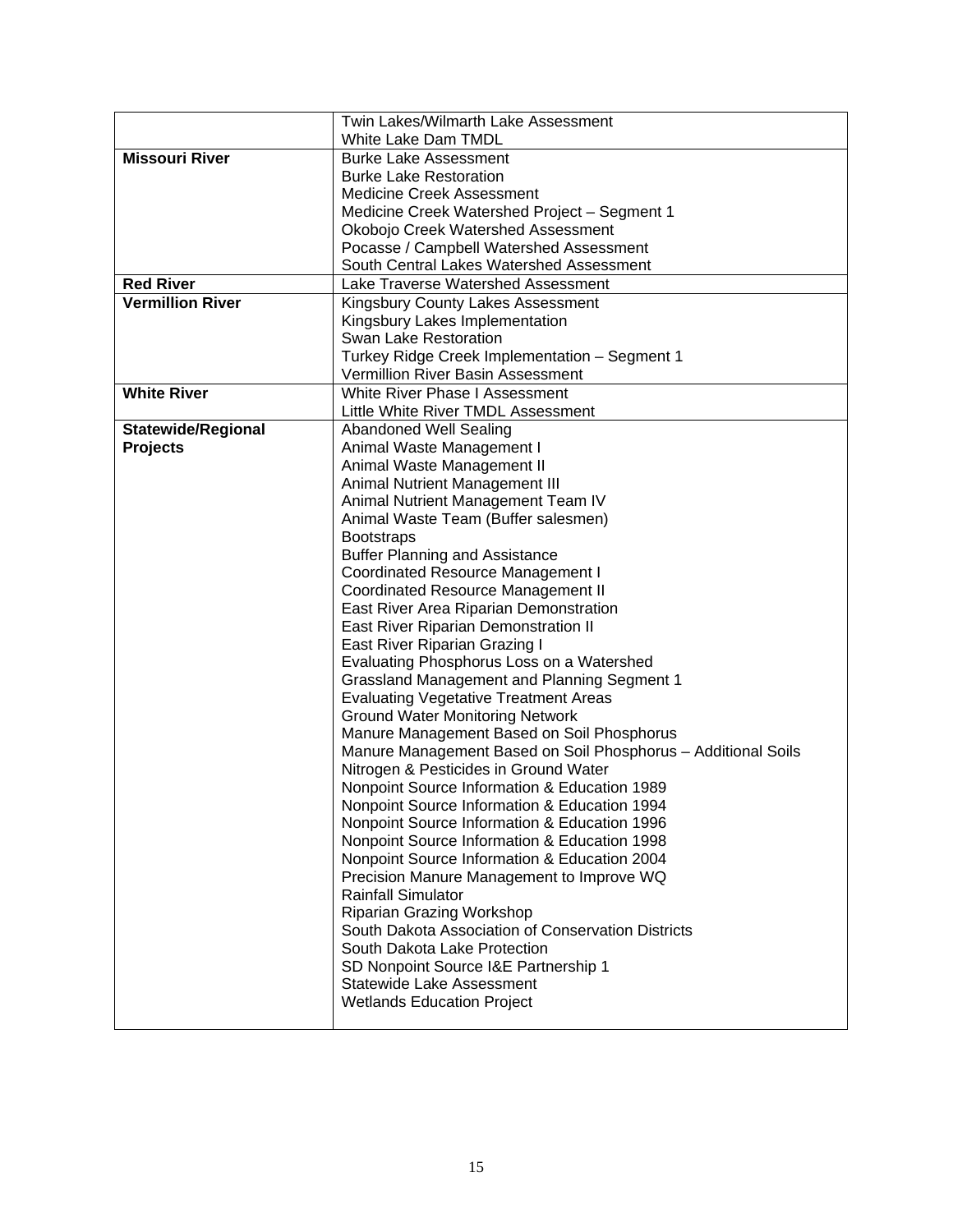| | |
|---|---|
| | Twin Lakes/Wilmarth Lake Assessment<br>White Lake Dam TMDL |
| **Missouri River** | Burke Lake Assessment<br>Burke Lake Restoration<br>Medicine Creek Assessment<br>Medicine Creek Watershed Project – Segment 1<br>Okobojo Creek Watershed Assessment<br>Pocasse / Campbell Watershed Assessment<br>South Central Lakes Watershed Assessment |
| **Red River** | Lake Traverse Watershed Assessment |
| **Vermillion River** | Kingsbury County Lakes Assessment<br>Kingsbury Lakes Implementation<br>Swan Lake Restoration<br>Turkey Ridge Creek Implementation – Segment 1<br>Vermillion River Basin Assessment |
| **White River** | White River Phase I Assessment<br>Little White River TMDL Assessment |
| **Statewide/Regional Projects** | Abandoned Well Sealing<br>Animal Waste Management I<br>Animal Waste Management II<br>Animal Nutrient Management III<br>Animal Nutrient Management Team IV<br>Animal Waste Team (Buffer salesmen)<br>Bootstraps<br>Buffer Planning and Assistance<br>Coordinated Resource Management I<br>Coordinated Resource Management II<br>East River Area Riparian Demonstration<br>East River Riparian Demonstration II<br>East River Riparian Grazing I<br>Evaluating Phosphorus Loss on a Watershed<br>Grassland Management and Planning Segment 1<br>Evaluating Vegetative Treatment Areas<br>Ground Water Monitoring Network<br>Manure Management Based on Soil Phosphorus<br>Manure Management Based on Soil Phosphorus – Additional Soils<br>Nitrogen & Pesticides in Ground Water<br>Nonpoint Source Information & Education 1989<br>Nonpoint Source Information & Education 1994<br>Nonpoint Source Information & Education 1996<br>Nonpoint Source Information & Education 1998<br>Nonpoint Source Information & Education 2004<br>Precision Manure Management to Improve WQ<br>Rainfall Simulator<br>Riparian Grazing Workshop<br>South Dakota Association of Conservation Districts<br>South Dakota Lake Protection<br>SD Nonpoint Source I&E Partnership 1<br>Statewide Lake Assessment<br>Wetlands Education Project |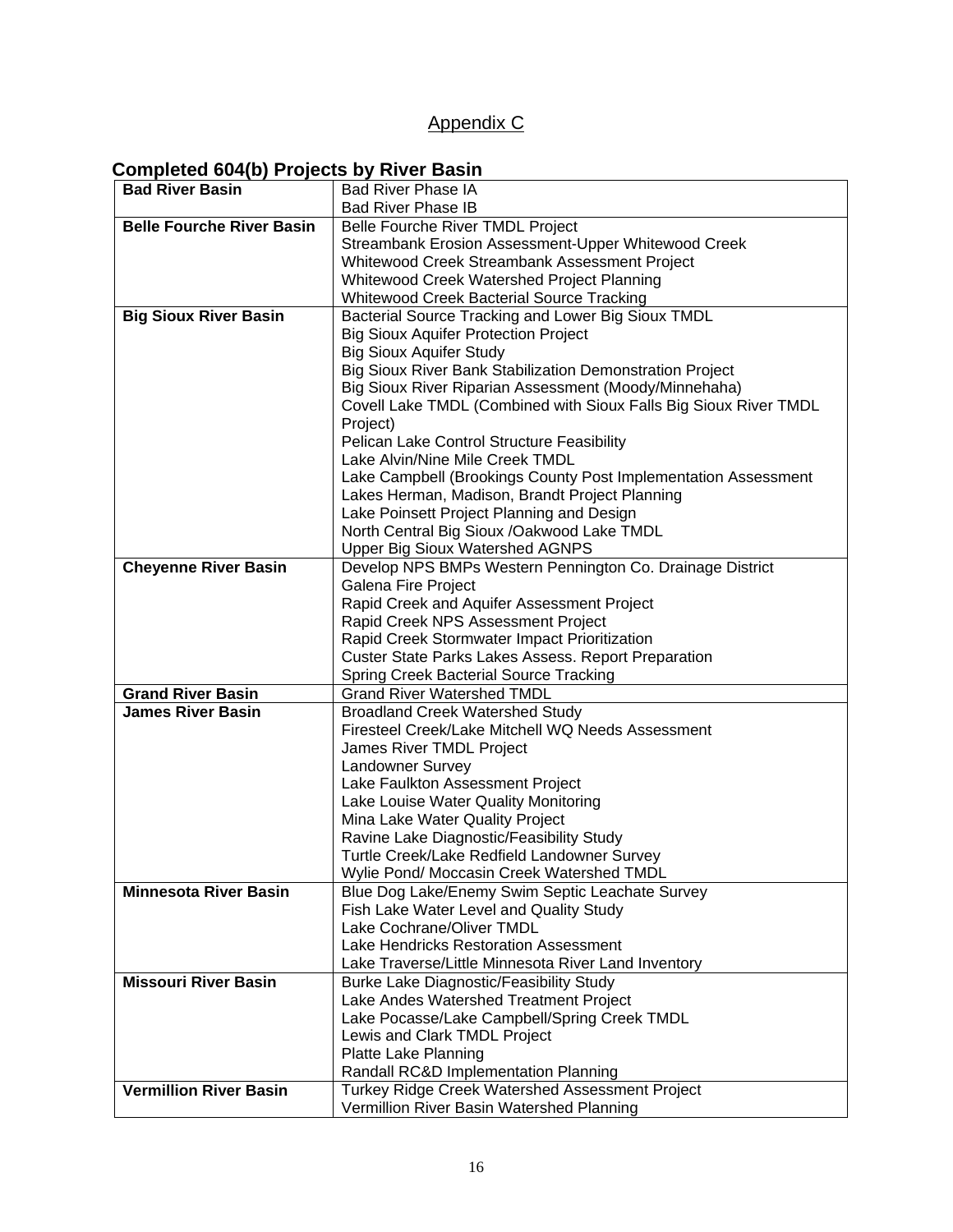# Appendix C

## Completed 604(b) Projects by River Basin

| | |
|---|---|
| **Bad River Basin** | Bad River Phase IA<br>Bad River Phase IB |
| **Belle Fourche River Basin** | Belle Fourche River TMDL Project<br>Streambank Erosion Assessment-Upper Whitewood Creek<br>Whitewood Creek Streambank Assessment Project<br>Whitewood Creek Watershed Project Planning<br>Whitewood Creek Bacterial Source Tracking |
| **Big Sioux River Basin** | Bacterial Source Tracking and Lower Big Sioux TMDL<br>Big Sioux Aquifer Protection Project<br>Big Sioux Aquifer Study<br>Big Sioux River Bank Stabilization Demonstration Project<br>Big Sioux River Riparian Assessment (Moody/Minnehaha)<br>Covell Lake TMDL (Combined with Sioux Falls Big Sioux River TMDL Project)<br>Pelican Lake Control Structure Feasibility<br>Lake Alvin/Nine Mile Creek TMDL<br>Lake Campbell (Brookings County Post Implementation Assessment<br>Lakes Herman, Madison, Brandt Project Planning<br>Lake Poinsett Project Planning and Design<br>North Central Big Sioux /Oakwood Lake TMDL<br>Upper Big Sioux Watershed AGNPS |
| **Cheyenne River Basin** | Develop NPS BMPs Western Pennington Co. Drainage District<br>Galena Fire Project<br>Rapid Creek and Aquifer Assessment Project<br>Rapid Creek NPS Assessment Project<br>Rapid Creek Stormwater Impact Prioritization<br>Custer State Parks Lakes Assess. Report Preparation<br>Spring Creek Bacterial Source Tracking |
| **Grand River Basin** | Grand River Watershed TMDL |
| **James River Basin** | Broadland Creek Watershed Study<br>Firesteel Creek/Lake Mitchell WQ Needs Assessment<br>James River TMDL Project<br>Landowner Survey<br>Lake Faulkton Assessment Project<br>Lake Louise Water Quality Monitoring<br>Mina Lake Water Quality Project<br>Ravine Lake Diagnostic/Feasibility Study<br>Turtle Creek/Lake Redfield Landowner Survey<br>Wylie Pond/ Moccasin Creek Watershed TMDL |
| **Minnesota River Basin** | Blue Dog Lake/Enemy Swim Septic Leachate Survey<br>Fish Lake Water Level and Quality Study<br>Lake Cochrane/Oliver TMDL<br>Lake Hendricks Restoration Assessment<br>Lake Traverse/Little Minnesota River Land Inventory |
| **Missouri River Basin** | Burke Lake Diagnostic/Feasibility Study<br>Lake Andes Watershed Treatment Project<br>Lake Pocasse/Lake Campbell/Spring Creek TMDL<br>Lewis and Clark TMDL Project<br>Platte Lake Planning<br>Randall RC&D Implementation Planning |
| **Vermillion River Basin** | Turkey Ridge Creek Watershed Assessment Project<br>Vermillion River Basin Watershed Planning |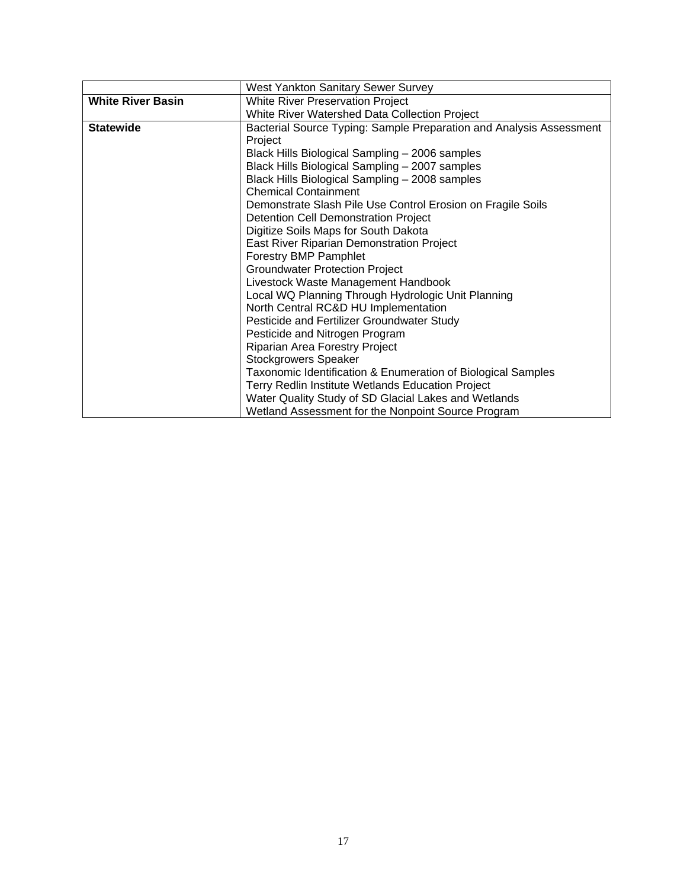| | |
|---|---|
| | West Yankton Sanitary Sewer Survey |
| **White River Basin** | White River Preservation Project |
| | White River Watershed Data Collection Project |
| **Statewide** | Bacterial Source Typing: Sample Preparation and Analysis Assessment Project |
| | Black Hills Biological Sampling – 2006 samples |
| | Black Hills Biological Sampling – 2007 samples |
| | Black Hills Biological Sampling – 2008 samples |
| | Chemical Containment |
| | Demonstrate Slash Pile Use Control Erosion on Fragile Soils |
| | Detention Cell Demonstration Project |
| | Digitize Soils Maps for South Dakota |
| | East River Riparian Demonstration Project |
| | Forestry BMP Pamphlet |
| | Groundwater Protection Project |
| | Livestock Waste Management Handbook |
| | Local WQ Planning Through Hydrologic Unit Planning |
| | North Central RC&D HU Implementation |
| | Pesticide and Fertilizer Groundwater Study |
| | Pesticide and Nitrogen Program |
| | Riparian Area Forestry Project |
| | Stockgrowers Speaker |
| | Taxonomic Identification & Enumeration of Biological Samples |
| | Terry Redlin Institute Wetlands Education Project |
| | Water Quality Study of SD Glacial Lakes and Wetlands |
| | Wetland Assessment for the Nonpoint Source Program |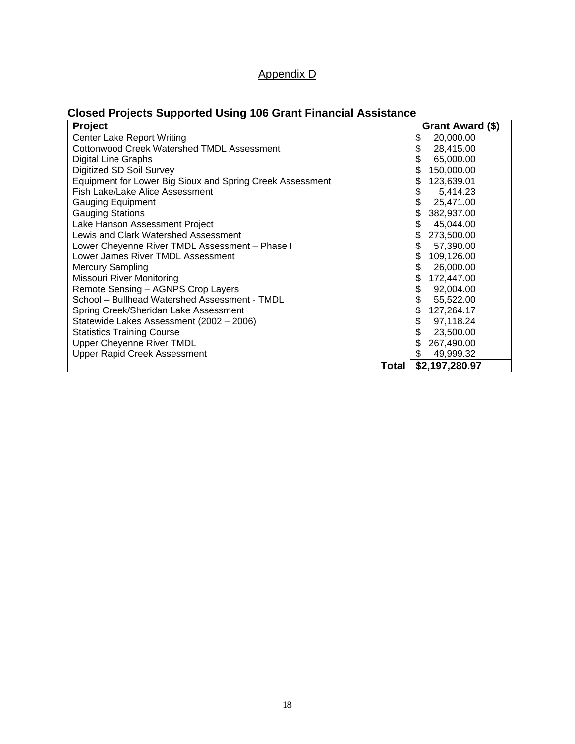Appendix D

## Closed Projects Supported Using 106 Grant Financial Assistance

| Project | Grant Award ($) |
|---|---|
| Center Lake Report Writing | $ 20,000.00 |
| Cottonwood Creek Watershed TMDL Assessment | $ 28,415.00 |
| Digital Line Graphs | $ 65,000.00 |
| Digitized SD Soil Survey | $ 150,000.00 |
| Equipment for Lower Big Sioux and Spring Creek Assessment | $ 123,639.01 |
| Fish Lake/Lake Alice Assessment | $ 5,414.23 |
| Gauging Equipment | $ 25,471.00 |
| Gauging Stations | $ 382,937.00 |
| Lake Hanson Assessment Project | $ 45,044.00 |
| Lewis and Clark Watershed Assessment | $ 273,500.00 |
| Lower Cheyenne River TMDL Assessment – Phase I | $ 57,390.00 |
| Lower James River TMDL Assessment | $ 109,126.00 |
| Mercury Sampling | $ 26,000.00 |
| Missouri River Monitoring | $ 172,447.00 |
| Remote Sensing – AGNPS Crop Layers | $ 92,004.00 |
| School – Bullhead Watershed Assessment - TMDL | $ 55,522.00 |
| Spring Creek/Sheridan Lake Assessment | $ 127,264.17 |
| Statewide Lakes Assessment (2002 – 2006) | $ 97,118.24 |
| Statistics Training Course | $ 23,500.00 |
| Upper Cheyenne River TMDL | $ 267,490.00 |
| Upper Rapid Creek Assessment | $ 49,999.32 |
| **Total** | **$2,197,280.97** |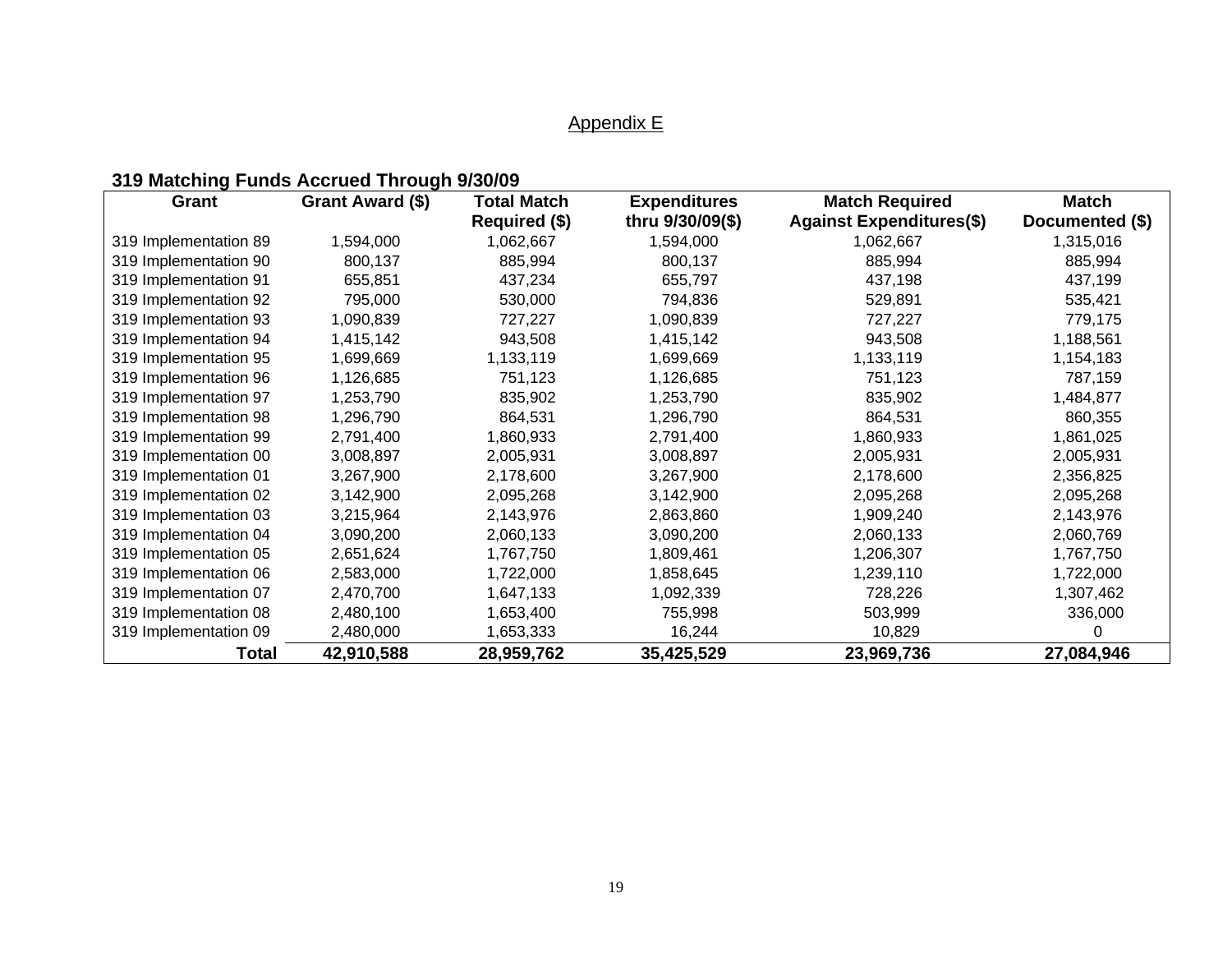Appendix E

**319 Matching Funds Accrued Through 9/30/09**

| Grant | Grant Award ($) | Total Match Required ($) | Expenditures thru 9/30/09($) | Match Required Against Expenditures($) | Match Documented ($) |
|---|---|---|---|---|---|
| 319 Implementation 89 | 1,594,000 | 1,062,667 | 1,594,000 | 1,062,667 | 1,315,016 |
| 319 Implementation 90 | 800,137 | 885,994 | 800,137 | 885,994 | 885,994 |
| 319 Implementation 91 | 655,851 | 437,234 | 655,797 | 437,198 | 437,199 |
| 319 Implementation 92 | 795,000 | 530,000 | 794,836 | 529,891 | 535,421 |
| 319 Implementation 93 | 1,090,839 | 727,227 | 1,090,839 | 727,227 | 779,175 |
| 319 Implementation 94 | 1,415,142 | 943,508 | 1,415,142 | 943,508 | 1,188,561 |
| 319 Implementation 95 | 1,699,669 | 1,133,119 | 1,699,669 | 1,133,119 | 1,154,183 |
| 319 Implementation 96 | 1,126,685 | 751,123 | 1,126,685 | 751,123 | 787,159 |
| 319 Implementation 97 | 1,253,790 | 835,902 | 1,253,790 | 835,902 | 1,484,877 |
| 319 Implementation 98 | 1,296,790 | 864,531 | 1,296,790 | 864,531 | 860,355 |
| 319 Implementation 99 | 2,791,400 | 1,860,933 | 2,791,400 | 1,860,933 | 1,861,025 |
| 319 Implementation 00 | 3,008,897 | 2,005,931 | 3,008,897 | 2,005,931 | 2,005,931 |
| 319 Implementation 01 | 3,267,900 | 2,178,600 | 3,267,900 | 2,178,600 | 2,356,825 |
| 319 Implementation 02 | 3,142,900 | 2,095,268 | 3,142,900 | 2,095,268 | 2,095,268 |
| 319 Implementation 03 | 3,215,964 | 2,143,976 | 2,863,860 | 1,909,240 | 2,143,976 |
| 319 Implementation 04 | 3,090,200 | 2,060,133 | 3,090,200 | 2,060,133 | 2,060,769 |
| 319 Implementation 05 | 2,651,624 | 1,767,750 | 1,809,461 | 1,206,307 | 1,767,750 |
| 319 Implementation 06 | 2,583,000 | 1,722,000 | 1,858,645 | 1,239,110 | 1,722,000 |
| 319 Implementation 07 | 2,470,700 | 1,647,133 | 1,092,339 | 728,226 | 1,307,462 |
| 319 Implementation 08 | 2,480,100 | 1,653,400 | 755,998 | 503,999 | 336,000 |
| 319 Implementation 09 | 2,480,000 | 1,653,333 | 16,244 | 10,829 | 0 |
| **Total** | **42,910,588** | **28,959,762** | **35,425,529** | **23,969,736** | **27,084,946** |